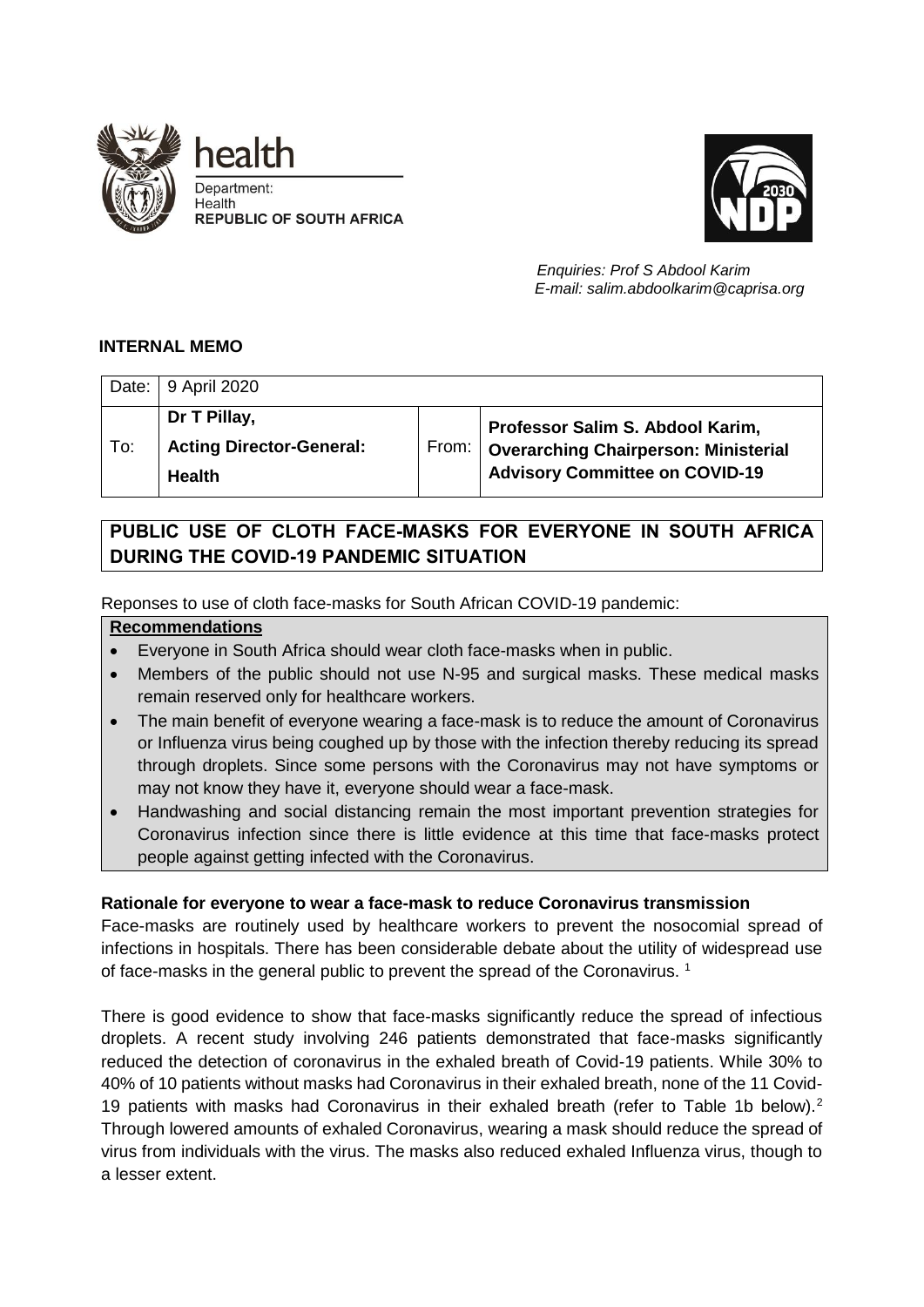Enquiries: Prof S Abdool Karim
E-mail: salim.abdoolkarim@caprisa.org

**INTERNAL MEMO**

| Date: | 9 April 2020 | | |
|---|---|---|---|
| To: | **Dr T Pillay, Acting Director-General: Health** | From: | **Professor Salim S. Abdool Karim, Overarching Chairperson: Ministerial Advisory Committee on COVID-19** |

## PUBLIC USE OF CLOTH FACE-MASKS FOR EVERYONE IN SOUTH AFRICA DURING THE COVID-19 PANDEMIC SITUATION

Reponses to use of cloth face-masks for South African COVID-19 pandemic:

**Recommendations**

- Everyone in South Africa should wear cloth face-masks when in public.
- Members of the public should not use N-95 and surgical masks. These medical masks remain reserved only for healthcare workers.
- The main benefit of everyone wearing a face-mask is to reduce the amount of Coronavirus or Influenza virus being coughed up by those with the infection thereby reducing its spread through droplets. Since some persons with the Coronavirus may not have symptoms or may not know they have it, everyone should wear a face-mask.
- Handwashing and social distancing remain the most important prevention strategies for Coronavirus infection since there is little evidence at this time that face-masks protect people against getting infected with the Coronavirus.

**Rationale for everyone to wear a face-mask to reduce Coronavirus transmission**

Face-masks are routinely used by healthcare workers to prevent the nosocomial spread of infections in hospitals. There has been considerable debate about the utility of widespread use of face-masks in the general public to prevent the spread of the Coronavirus. [1]

There is good evidence to show that face-masks significantly reduce the spread of infectious droplets. A recent study involving 246 patients demonstrated that face-masks significantly reduced the detection of coronavirus in the exhaled breath of Covid-19 patients. While 30% to 40% of 10 patients without masks had Coronavirus in their exhaled breath, none of the 11 Covid-19 patients with masks had Coronavirus in their exhaled breath (refer to Table 1b below).[2] Through lowered amounts of exhaled Coronavirus, wearing a mask should reduce the spread of virus from individuals with the virus. The masks also reduced exhaled Influenza virus, though to a lesser extent.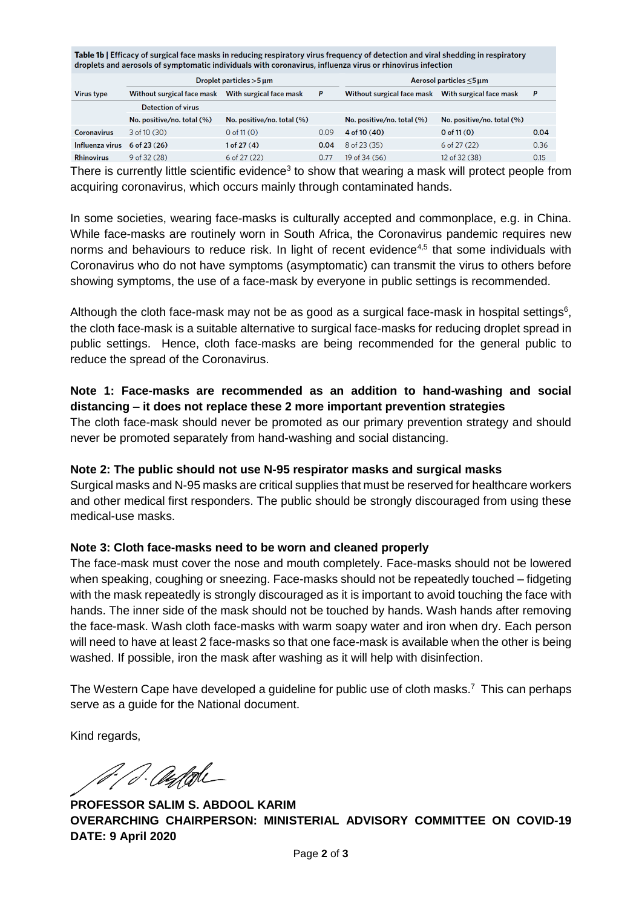**Table 1b | Efficacy of surgical face masks in reducing respiratory virus frequency of detection and viral shedding in respiratory droplets and aerosols of symptomatic individuals with coronavirus, influenza virus or rhinovirus infection**

| | Droplet particles >5 µm | | | Aerosol particles ≤5 µm | | |
|---|---|---|---|---|---|---|
| Virus type | Without surgical face mask | With surgical face mask | P | Without surgical face mask | With surgical face mask | P |
| | Detection of virus | | | | | |
| | No. positive/no. total (%) | No. positive/no. total (%) | | No. positive/no. total (%) | No. positive/no. total (%) | |
| Coronavirus | 3 of 10 (30) | 0 of 11 (0) | 0.09 | **4 of 10 (40)** | **0 of 11 (0)** | **0.04** |
| Influenza virus | **6 of 23 (26)** | **1 of 27 (4)** | **0.04** | 8 of 23 (35) | 6 of 27 (22) | 0.36 |
| Rhinovirus | 9 of 32 (28) | 6 of 27 (22) | 0.77 | 19 of 34 (56) | 12 of 32 (38) | 0.15 |

There is currently little scientific evidence[3] to show that wearing a mask will protect people from acquiring coronavirus, which occurs mainly through contaminated hands.

In some societies, wearing face-masks is culturally accepted and commonplace, e.g. in China. While face-masks are routinely worn in South Africa, the Coronavirus pandemic requires new norms and behaviours to reduce risk. In light of recent evidence[4,5] that some individuals with Coronavirus who do not have symptoms (asymptomatic) can transmit the virus to others before showing symptoms, the use of a face-mask by everyone in public settings is recommended.

Although the cloth face-mask may not be as good as a surgical face-mask in hospital settings[6], the cloth face-mask is a suitable alternative to surgical face-masks for reducing droplet spread in public settings. Hence, cloth face-masks are being recommended for the general public to reduce the spread of the Coronavirus.

**Note 1: Face-masks are recommended as an addition to hand-washing and social distancing – it does not replace these 2 more important prevention strategies**
The cloth face-mask should never be promoted as our primary prevention strategy and should never be promoted separately from hand-washing and social distancing.

**Note 2: The public should not use N-95 respirator masks and surgical masks**
Surgical masks and N-95 masks are critical supplies that must be reserved for healthcare workers and other medical first responders. The public should be strongly discouraged from using these medical-use masks.

**Note 3: Cloth face-masks need to be worn and cleaned properly**
The face-mask must cover the nose and mouth completely. Face-masks should not be lowered when speaking, coughing or sneezing. Face-masks should not be repeatedly touched – fidgeting with the mask repeatedly is strongly discouraged as it is important to avoid touching the face with hands. The inner side of the mask should not be touched by hands. Wash hands after removing the face-mask. Wash cloth face-masks with warm soapy water and iron when dry. Each person will need to have at least 2 face-masks so that one face-mask is available when the other is being washed. If possible, iron the mask after washing as it will help with disinfection.

The Western Cape have developed a guideline for public use of cloth masks.[7] This can perhaps serve as a guide for the National document.

Kind regards,

**PROFESSOR SALIM S. ABDOOL KARIM**
**OVERARCHING CHAIRPERSON: MINISTERIAL ADVISORY COMMITTEE ON COVID-19**
**DATE: 9 April 2020**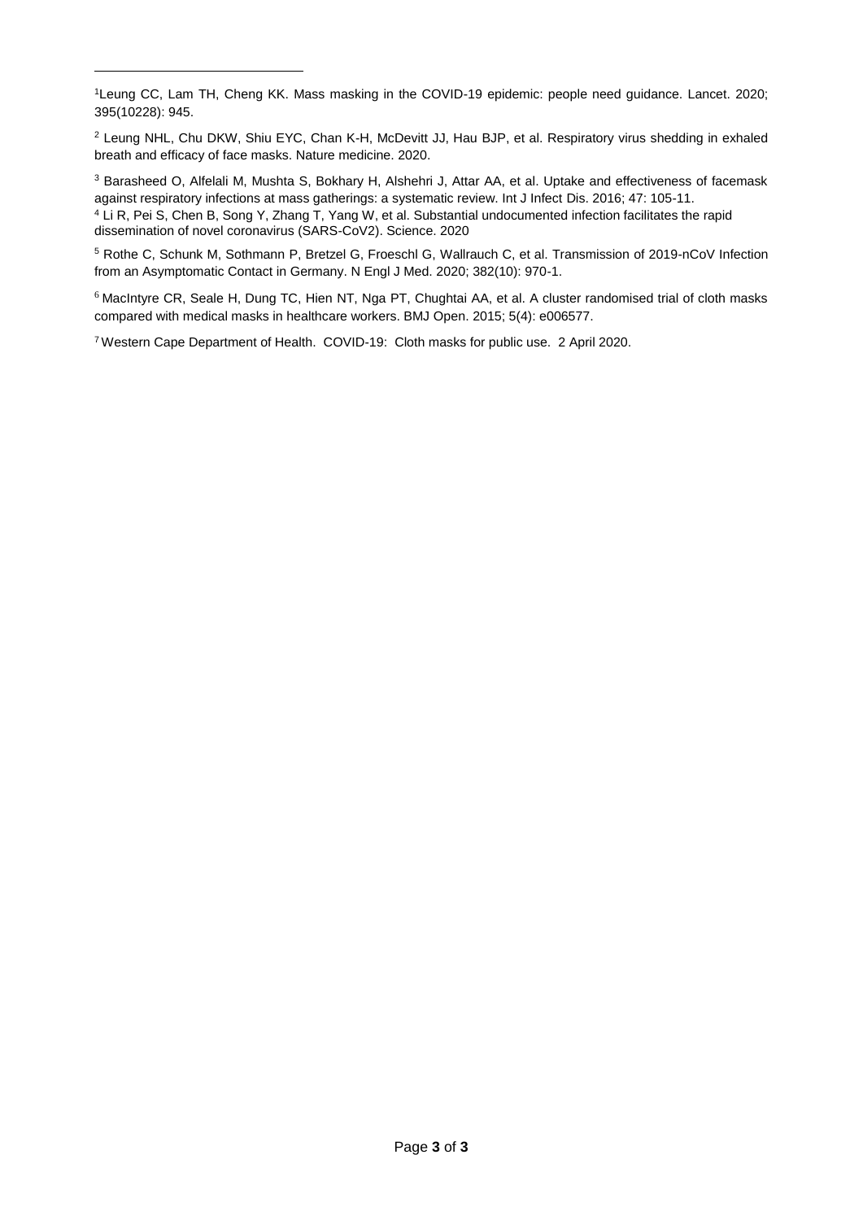[1]Leung CC, Lam TH, Cheng KK. Mass masking in the COVID-19 epidemic: people need guidance. Lancet. 2020; 395(10228): 945.

[2] Leung NHL, Chu DKW, Shiu EYC, Chan K-H, McDevitt JJ, Hau BJP, et al. Respiratory virus shedding in exhaled breath and efficacy of face masks. Nature medicine. 2020.

[3] Barasheed O, Alfelali M, Mushta S, Bokhary H, Alshehri J, Attar AA, et al. Uptake and effectiveness of facemask against respiratory infections at mass gatherings: a systematic review. Int J Infect Dis. 2016; 47: 105-11.

[4] Li R, Pei S, Chen B, Song Y, Zhang T, Yang W, et al. Substantial undocumented infection facilitates the rapid dissemination of novel coronavirus (SARS-CoV2). Science. 2020

[5] Rothe C, Schunk M, Sothmann P, Bretzel G, Froeschl G, Wallrauch C, et al. Transmission of 2019-nCoV Infection from an Asymptomatic Contact in Germany. N Engl J Med. 2020; 382(10): 970-1.

[6] MacIntyre CR, Seale H, Dung TC, Hien NT, Nga PT, Chughtai AA, et al. A cluster randomised trial of cloth masks compared with medical masks in healthcare workers. BMJ Open. 2015; 5(4): e006577.

[7] Western Cape Department of Health. COVID-19: Cloth masks for public use. 2 April 2020.